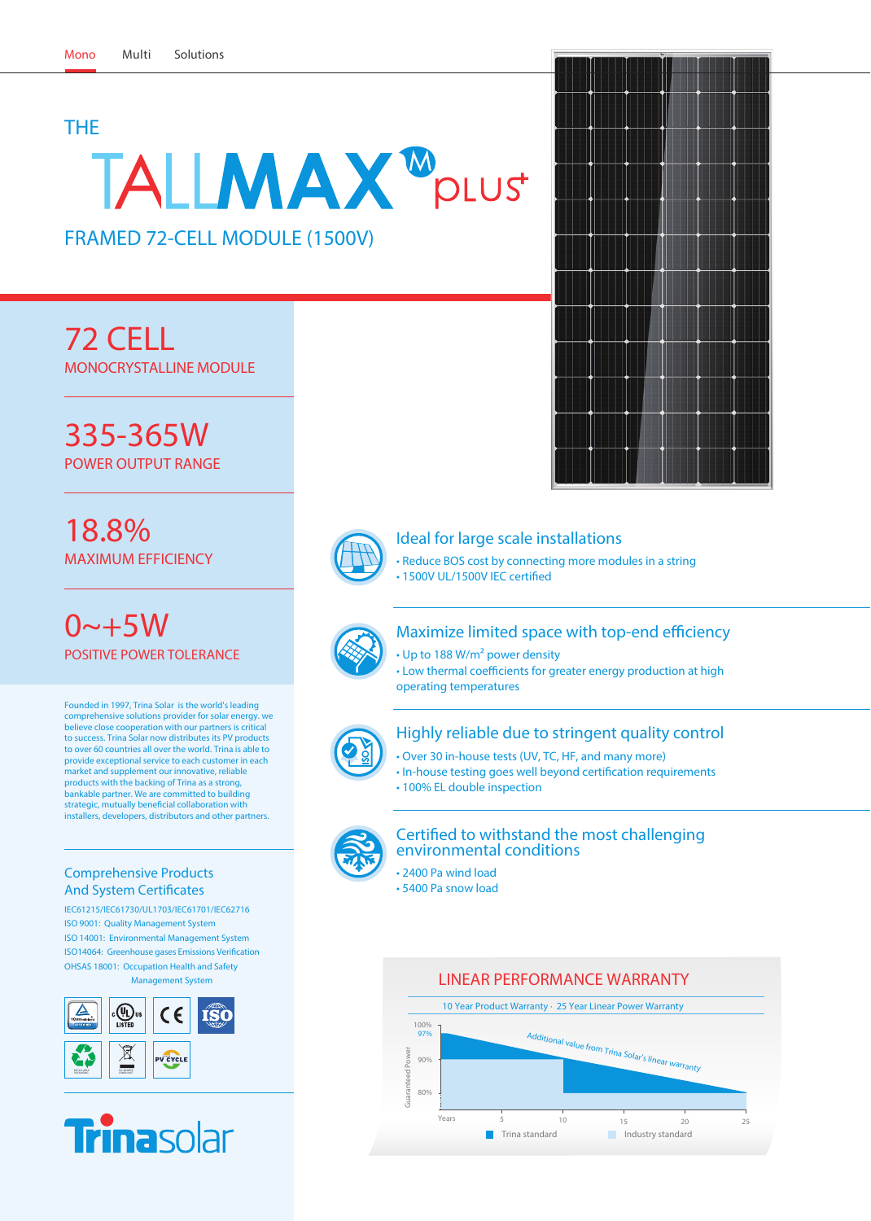Mono Multi Solutions

THE

# TALLMAX[M] PLUS

## FRAMED 72-CELL MODULE (1500V)

## 72 CELL
MONOCRYSTALLINE MODULE

## 335-365W
POWER OUTPUT RANGE

## 18.8%
MAXIMUM EFFICIENCY

## 0~+5W
POSITIVE POWER TOLERANCE

Founded in 1997, Trina Solar is the world's leading comprehensive solutions provider for solar energy. we believe close cooperation with our partners is critical to success. Trina Solar now distributes its PV products to over 60 countries all over the world. Trina is able to provide exceptional service to each customer in each market and supplement our innovative, reliable products with the backing of Trina as a strong, bankable partner. We are committed to building strategic, mutually beneficial collaboration with installers, developers, distributors and other partners.

### Ideal for large scale installations

- Reduce BOS cost by connecting more modules in a string
- 1500V UL/1500V IEC certified

### Maximize limited space with top-end efficiency

- Up to 188 W/m² power density
- Low thermal coefficients for greater energy production at high operating temperatures

### Highly reliable due to stringent quality control

- Over 30 in-house tests (UV, TC, HF, and many more)
- In-house testing goes well beyond certification requirements
- 100% EL double inspection

### Certified to withstand the most challenging environmental conditions

- 2400 Pa wind load
- 5400 Pa snow load

### Comprehensive Products And System Certificates

IEC61215/IEC61730/UL1703/IEC61701/IEC62716
ISO 9001: Quality Management System
ISO 14001: Environmental Management System
ISO14064: Greenhouse gases Emissions Verification
OHSAS 18001: Occupation Health and Safety Management System

### LINEAR PERFORMANCE WARRANTY

10 Year Product Warranty · 25 Year Linear Power Warranty

Guaranteed Power: 100%, 97%, 90%, 80%

Years: 5, 10, 15, 20, 25

Additional value from Trina Solar's linear warranty

Trina standard · Industry standard

Trinasolar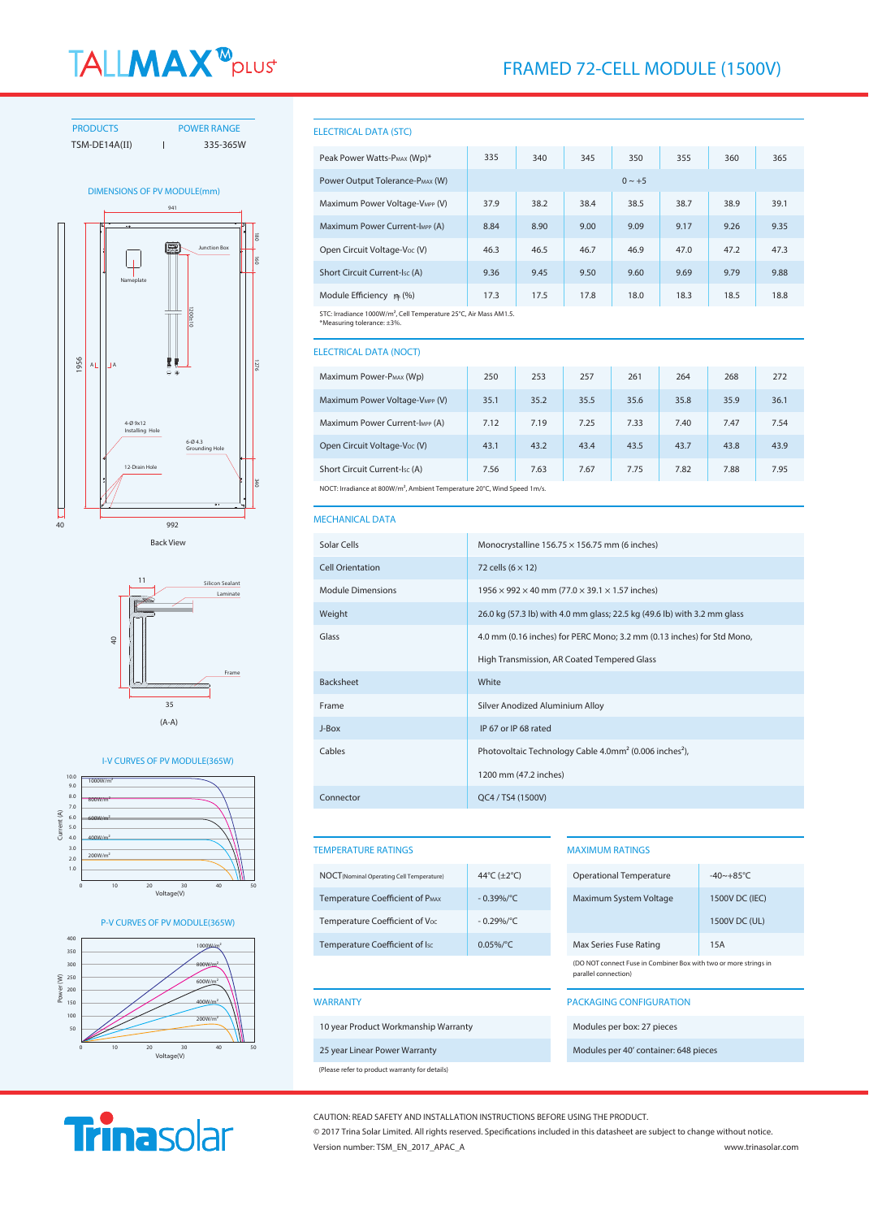# TALLMAX PLUS

## FRAMED 72-CELL MODULE (1500V)

| PRODUCTS | POWER RANGE |
|---|---|
| TSM-DE14A(II) | 335-365W |

### DIMENSIONS OF PV MODULE(mm)

941

Junction Box

Nameplate

180

160

1200±10

1956

A

A

1276

4-Ø 9x12
Installing Hole

6-Ø 4.3
Grounding Hole

12-Drain Hole

340

40

992

Back View

11

Silicon Sealant

Laminate

40

Frame

35

(A-A)

### I-V CURVES OF PV MODULE(365W)

Current (A)

10.0
9.0
8.0
7.0
6.0
5.0
4.0
3.0
2.0
1.0

1000W/m²
800W/m²
600W/m²
400W/m²
200W/m²

0 10 20 30 40 50

Voltage(V)

### P-V CURVES OF PV MODULE(365W)

Power (W)

400
350
300
250
200
150
100
50

1000W/m²
800W/m²
600W/m²
400W/m²
200W/m²

0 10 20 30 40 50

Voltage(V)

### ELECTRICAL DATA (STC)

| | | | | | | | |
|---|---|---|---|---|---|---|---|
| Peak Power Watts-$P_{MAX}$ (Wp)* | 335 | 340 | 345 | 350 | 355 | 360 | 365 |
| Power Output Tolerance-$P_{MAX}$ (W) | 0 ~ +5 | | | | | | |
| Maximum Power Voltage-$V_{MPP}$ (V) | 37.9 | 38.2 | 38.4 | 38.5 | 38.7 | 38.9 | 39.1 |
| Maximum Power Current-$I_{MPP}$ (A) | 8.84 | 8.90 | 9.00 | 9.09 | 9.17 | 9.26 | 9.35 |
| Open Circuit Voltage-$V_{OC}$ (V) | 46.3 | 46.5 | 46.7 | 46.9 | 47.0 | 47.2 | 47.3 |
| Short Circuit Current-$I_{SC}$ (A) | 9.36 | 9.45 | 9.50 | 9.60 | 9.69 | 9.79 | 9.88 |
| Module Efficiency $\eta_m$ (%) | 17.3 | 17.5 | 17.8 | 18.0 | 18.3 | 18.5 | 18.8 |

STC: Irradiance 1000W/m², Cell Temperature 25°C, Air Mass AM1.5.
*Measuring tolerance: ±3%.

### ELECTRICAL DATA (NOCT)

| | | | | | | | |
|---|---|---|---|---|---|---|---|
| Maximum Power-$P_{MAX}$ (Wp) | 250 | 253 | 257 | 261 | 264 | 268 | 272 |
| Maximum Power Voltage-$V_{MPP}$ (V) | 35.1 | 35.2 | 35.5 | 35.6 | 35.8 | 35.9 | 36.1 |
| Maximum Power Current-$I_{MPP}$ (A) | 7.12 | 7.19 | 7.25 | 7.33 | 7.40 | 7.47 | 7.54 |
| Open Circuit Voltage-$V_{OC}$ (V) | 43.1 | 43.2 | 43.4 | 43.5 | 43.7 | 43.8 | 43.9 |
| Short Circuit Current-$I_{SC}$ (A) | 7.56 | 7.63 | 7.67 | 7.75 | 7.82 | 7.88 | 7.95 |

NOCT: Irradiance at 800W/m², Ambient Temperature 20°C, Wind Speed 1m/s.

### MECHANICAL DATA

| | |
|---|---|
| Solar Cells | Monocrystalline 156.75 × 156.75 mm (6 inches) |
| Cell Orientation | 72 cells (6 × 12) |
| Module Dimensions | 1956 × 992 × 40 mm (77.0 × 39.1 × 1.57 inches) |
| Weight | 26.0 kg (57.3 lb) with 4.0 mm glass; 22.5 kg (49.6 lb) with 3.2 mm glass |
| Glass | 4.0 mm (0.16 inches) for PERC Mono; 3.2 mm (0.13 inches) for Std Mono, High Transmission, AR Coated Tempered Glass |
| Backsheet | White |
| Frame | Silver Anodized Aluminium Alloy |
| J-Box | IP 67 or IP 68 rated |
| Cables | Photovoltaic Technology Cable 4.0mm² (0.006 inches²), 1200 mm (47.2 inches) |
| Connector | QC4 / TS4 (1500V) |

### TEMPERATURE RATINGS

| | |
|---|---|
| NOCT (Nominal Operating Cell Temperature) | 44°C (±2°C) |
| Temperature Coefficient of $P_{MAX}$ | - 0.39%/°C |
| Temperature Coefficient of $V_{OC}$ | - 0.29%/°C |
| Temperature Coefficient of $I_{SC}$ | 0.05%/°C |

### MAXIMUM RATINGS

| | |
|---|---|
| Operational Temperature | -40~+85°C |
| Maximum System Voltage | 1500V DC (IEC) |
| | 1500V DC (UL) |
| Max Series Fuse Rating | 15A |

(DO NOT connect Fuse in Combiner Box with two or more strings in parallel connection)

### WARRANTY

10 year Product Workmanship Warranty

25 year Linear Power Warranty

(Please refer to product warranty for details)

### PACKAGING CONFIGURATION

Modules per box: 27 pieces

Modules per 40' container: 648 pieces

Trinasolar

CAUTION: READ SAFETY AND INSTALLATION INSTRUCTIONS BEFORE USING THE PRODUCT.
© 2017 Trina Solar Limited. All rights reserved. Specifications included in this datasheet are subject to change without notice.
Version number: TSM_EN_2017_APAC_A

www.trinasolar.com